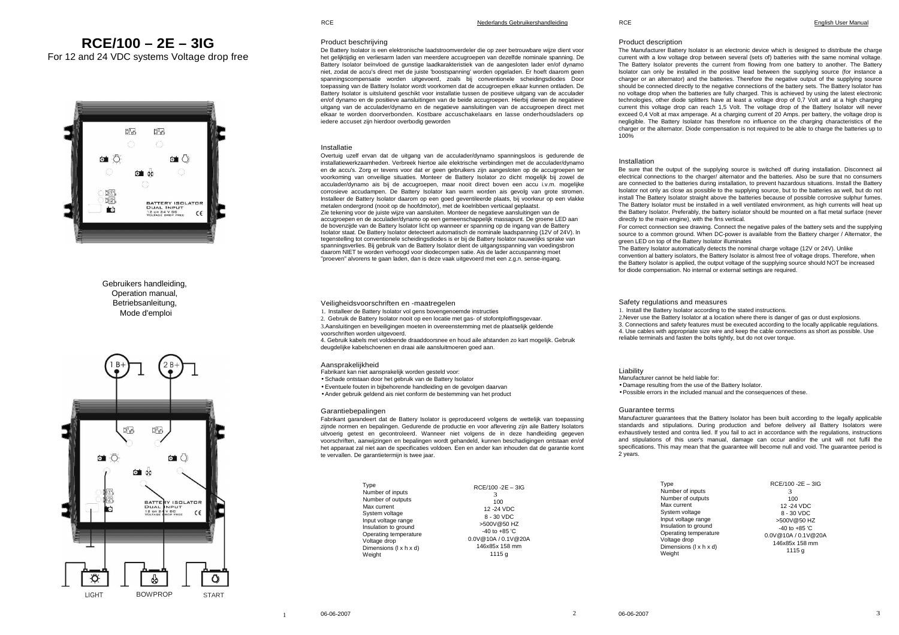# RCE/100 – 2E – 3IG

For 12 and 24 VDC systems Voltage drop free

Gebruikers handleiding,
Operation manual,
Betriebsanleitung,
Mode d'emploi

1 B+ 2 B+

LIGHT BOWPROP START

## Product beschrijving

De Battery Isolator is een elektronische laadstroomverdeler die op zeer betrouwbare wijze dient voor het gelijktijdig en verliesarm laden van meerdere accugroepen van dezelfde nominale spanning. De Battery Isolator beïnvloed de gunstige laadkarakteristiek van de aangesloten lader en/of dynamo niet, zodat de accu's direct met de juiste 'boostspanning' worden opgeladen. Er hoeft daarom geen spanningscompensatie worden uitgevoerd, zoals bij conventionele scheidingsdiodes Door toepassing van de Battery Isolator wordt voorkomen dat de accugroepen elkaar kunnen ontladen. De Battery Isolator is uitsluitend geschikt voor installatie tussen de positieve uitgang van de acculader en/of dynamo en de positieve aansluitingen van de beide accugroepen. Hierbij dienen de negatieve uitgang van de acculader/dynamo en de negatieve aansluitingen van de accugroepen direct met elkaar te worden doorverbonden. Kostbare accuschakelaars en lasse onderhoudsladers op iedere accuset zijn hierdoor overbodig geworden

## Installatie

Overtuig uzelf ervan dat de uitgang van de acculader/dynamo spanningsloos is gedurende de installatiewerkzaamheden. Verbreek hiertoe aile elektrische verbindingen met de acculader/dynamo en de accu's. Zorg er tevens voor dat er geen gebruikers zijn aangesloten op de accugroepen ter voorkoming van onveilige situaties. Monteer de Battery Isolator zo dicht mogelijk bij zowel de acculader/dynamo ais bij de accugroepen, maar nooit direct boven een accu i.v.m. mogelijke corrosieve accudampen. De Battery Isolator kan warm worden ais gevolg van grote stromen. Installeer de Battery Isolator daarom op een goed geventileerde plaats, bij voorkeur op een vlakke metalen ondergrond (nooit op de hoofdmotor), met de koelribben verticaal geplaatst.
Zie tekening voor de juiste wijze van aansluiten. Monteer de negatieve aansluitingen van de accugroepen en de acculader/dynamo op een gemeenschappelijk massapunt. De groene LED aan de bovenzijde van de Battery Isolator licht op wanneer er spanning op de ingang van de Battery Isolator staat. De Battery Isolator detecteert automatisch de nominale laadspanning (12V of 24V). In tegenstelling tot conventionele scheidingsdiodes is er bij de Battery Isolator nauwelijks sprake van spanningsverlies. Bij gebruik van de Battery Isolator dient de uitgangsspanning van voedingsbron daarom NIET te worden verhoogd voor diodecompen satie. Ais de lader accuspanning moet "proeven" alvorens te gaan laden, dan is deze vaak uitgevoerd met een z.g.n. sense-ingang.

## Veiligheidsvoorschriften en -maatregelen

1. Installeer de Battery Isolator vol gens bovengenoemde instructies
2. Gebruik de Battery Isolator nooit op een locatie met gas- of stofontploffingsgevaar.
3. Aansluitingen en beveiligingen moeten in overeenstemming met de plaatselijk geldende voorschriften worden uitgevoerd.
4. Gebruik kabels met voldoende draaddoorsnee en houd aile afstanden zo kart mogelijk. Gebruik deugdelijke kabelschoenen en draai aile aansluitmoeren goed aan.

## Aansprakelijkheid

Fabrikant kan niet aansprakelijk worden gesteld voor:

- Schade ontstaan door het gebruik van de Battery Isolator
- Eventuele fouten in bijbehorende handleiding en de gevolgen daarvan
- Ander gebruik geldend ais niet conform de bestemming van het product

## Garantiebepalingen

Fabrikant garandeert dat de Battery Isolator is geproduceerd volgens de wettelijk van toepassing zijnde normen en bepalingen. Gedurende de productie en voor aflevering zijn aile Battery Isolators uitvoerig getest en gecontroleerd. Wanneer niet volgens de in deze handleiding gegeven voorschriften, aanwijzingen en bepalingen wordt gehandeld, kunnen beschadigingen ontstaan en/of het apparaat zal niet aan de specificaties voldoen. Een en ander kan inhouden dat de garantie komt te vervallen. De garantietermijn is twee jaar.

| Type | RCE/100 -2E – 3IG |
|---|---|
| Number of inputs | 3 |
| Number of outputs | 100 |
| Max current | 12 -24 VDC |
| System voltage | 8 - 30 VDC |
| Input voltage range | >500V@50 HZ |
| Insulation to ground | -40 to +85 'C |
| Operating temperature | 0.0V@10A / 0.1V@20A |
| Voltage drop | 146x85x 158 mm |
| Dimensions (l x h x d) | 1115 g |
| Weight | |

## Product description

The Manufacturer Battery Isolator is an electronic device which is designed to distribute the charge current with a low voltage drop between several (sets of) batteries with the same nominal voltage. The Battery Isolator prevents the current from flowing from one battery to another. The Battery Isolator can only be installed in the positive lead between the supplying source (for instance a charger or an alternator) and the batteries. Therefore the negative output of the supplying source should be connected directly to the negative connections of the battery sets. The Battery Isolator has no voltage drop when the batteries are fully charged. This is achieved by using the latest electronic technologies, other diode splitters have at least a voltage drop of 0,7 Volt and at a high charging current this voltage drop can reach 1,5 Volt. The voltage drop of the Battery Isolator will never exceed 0,4 Volt at max amperage. At a charging current of 20 Amps. per battery, the voltage drop is negligible. The Battery Isolator has therefore no influence on the charging characteristics of the charger or the alternator. Diode compensation is not required to be able to charge the batteries up to 100%

## Installation

Be sure that the output of the supplying source is switched off during installation. Disconnect ail electrical connections to the charger/ alternator and the batteries. Also be sure that no consumers are connected to the batteries during installation, to prevent hazardous situations. Install the Battery Isolator not only as close as possible to the supplying source, but to the batteries as well, but do not install The Battery Isolator straight above the batteries because of possible corrosive sulphur fumes. The Battery Isolator must be installed in a well ventilated environment, as high currents will heat up the Battery Isolator. Preferably, the battery isolator should be mounted on a flat metal surface (never directly to the main engine), with the fins vertical.

For correct connection see drawing. Connect the negative pales of the battery sets and the supplying source to a common ground. When DC-power is available from the Battery charger / Alternator, the green LED on top of the Battery Isolator illuminates

The Battery Isolator automatically detects the nominal charge voltage (12V or 24V). Unlike convention al battery isolators, the Battery Isolator is almost free of voltage drops. Therefore, when the Battery Isolator is applied, the output voltage of the supplying source should NOT be increased for diode compensation. No internal or external settings are required.

## Safety regulations and measures

1. Install the Battery Isolator according to the stated instructions.
2. Never use the Battery Isolator at a location where there is danger of gas or dust explosions.
3. Connections and safety features must be executed according to the locally applicable regulations.
4. Use cables with appropriate size wire and keep the cable connections as short as possible. Use reliable terminals and fasten the bolts tightly, but do not over torque.

## Liability

Manufacturer cannot be held liable for:

- Damage resulting from the use of the Battery Isolator.
- Possible errors in the included manual and the consequences of these.

## Guarantee terms

Manufacturer guarantees that the Battery Isolator has been built according to the legally applicable standards and stipulations. During production and before delivery ail Battery Isolators were exhaustively tested and contra lied. If you fail to act in accordance with the regulations, instructions and stipulations of this user's manual, damage can occur and/or the unit will not fulfil the specifications. This may mean that the guarantee will become null and void. The guarantee period is 2 years.

| Type | RCE/100 -2E – 3IG |
|---|---|
| Number of inputs | 3 |
| Number of outputs | 100 |
| Max current | 12 -24 VDC |
| System voltage | 8 - 30 VDC |
| Input voltage range | >500V@50 HZ |
| Insulation to ground | -40 to +85 'C |
| Operating temperature | 0.0V@10A / 0.1V@20A |
| Voltage drop | 146x85x 158 mm |
| Dimensions (l x h x d) | 1115 g |
| Weight | |

06-06-2007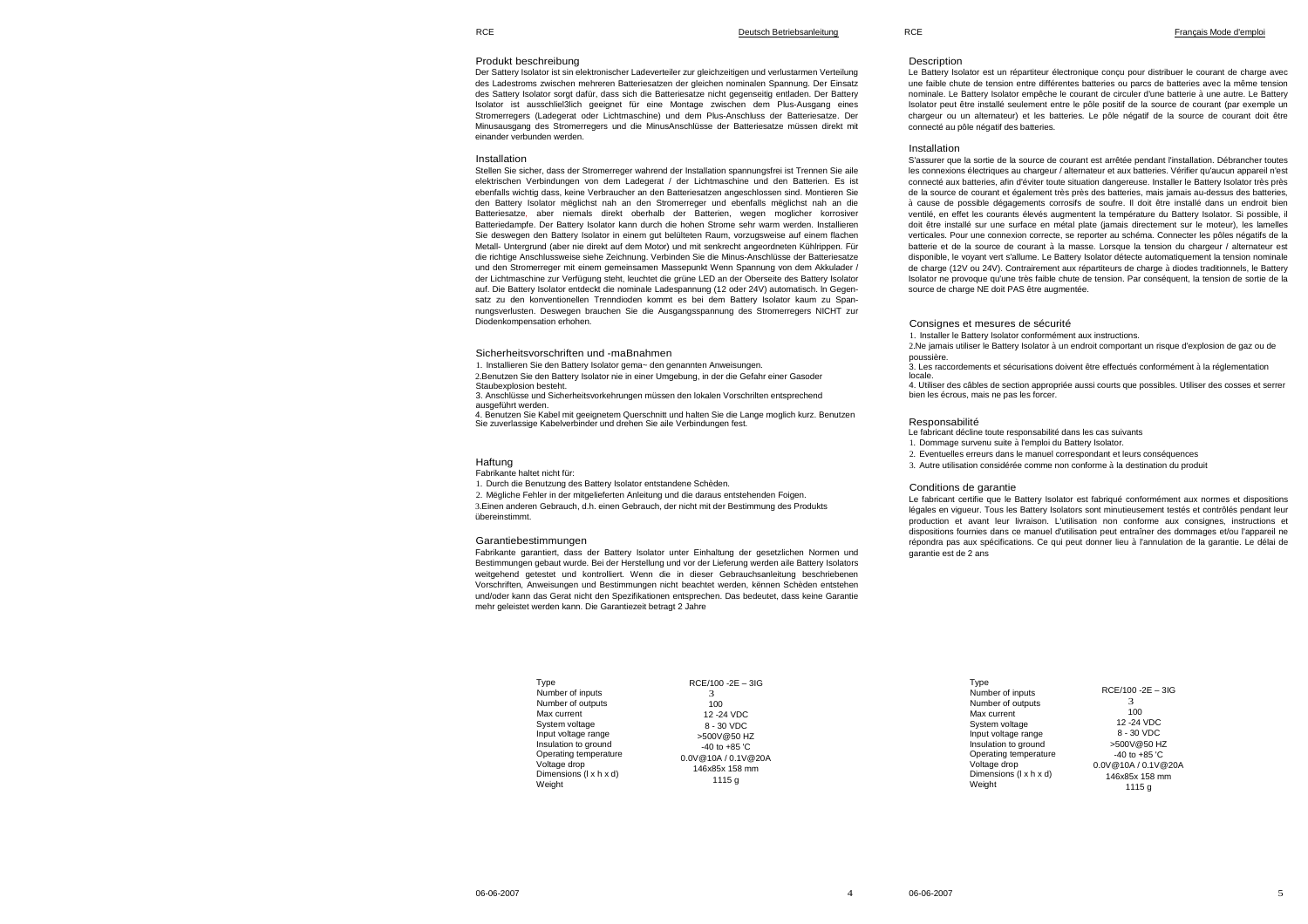## Produkt beschreibung

Der Sattery Isolator ist sin elektronischer Ladeverteiler zur gleichzeitigen und verlustarmen Verteilung des Ladestroms zwischen mehreren Batteriesatzen der gleichen nominalen Spannung. Der Einsatz des Sattery Isolator sorgt dafür, dass sich die Batteriesatze nicht gegenseitig entladen. Der Battery Isolator ist ausschliel3lich geeignet für eine Montage zwischen dem Plus-Ausgang eines Stromerregers (Ladegerat oder Lichtmaschine) und dem Plus-Anschluss der Batteriesatze. Der Minusausgang des Stromerregers und die MinusAnschlüsse der Batteriesatze müssen direkt mit einander verbunden werden.

## Installation

Stellen Sie sicher, dass der Stromerreger wahrend der Installation spannungsfrei ist Trennen Sie aile elektrischen Verbindungen von dem Ladegerat / der Lichtmaschine und den Batterien. Es ist ebenfalls wichtig dass, keine Verbraucher an den Batteriesatzen angeschlossen sind. Montieren Sie den Battery Isolator möglichst nah an den Stromerreger und ebenfalls möglichst nah an die Batteriesatze, aber niemals direkt oberhalb der Batterien, wegen moglicher korrosiver Batteriedampfe. Der Battery Isolator kann durch die hohen Strome sehr warm werden. Installieren Sie deswegen den Battery Isolator in einem gut belülteten Raum, vorzugsweise auf einem flachen Metall- Untergrund (aber nie direkt auf dem Motor) und mit senkrecht angeordneten Kühlrippen. Für die richtige Anschlussweise siehe Zeichnung. Verbinden Sie die Minus-Anschlüsse der Batteriesatze und den Stromerreger mit einem gemeinsamen Massepunkt Wenn Spannung von dem Akkulader / der Lichtmaschine zur Verfügung steht, leuchtet die grüne LED an der Oberseite des Battery Isolator auf. Die Battery Isolator entdeckt die nominale Ladespannung (12 oder 24V) automatisch. In Gegen-satz zu den konventionellen Trenndioden kommt es bei dem Battery Isolator kaum zu Span-nungsverlusten. Deswegen brauchen Sie die Ausgangsspannung des Stromerregers NICHT zur Diodenkompensation erhohen.

## Sicherheitsvorschriften und -maBnahmen

1. Installieren Sie den Battery Isolator gema~ den genannten Anweisungen.
2. Benutzen Sie den Battery Isolator nie in einer Umgebung, in der die Gefahr einer Gasoder Staubexplosion besteht.
3. Anschlüsse und Sicherheitsvorkehrungen müssen den lokalen Vorschriften entsprechend ausgeführt werden.
4. Benutzen Sie Kabel mit geeignetem Querschnitt und halten Sie die Lange moglich kurz. Benutzen Sie zuverlassige Kabelverbinder und drehen Sie aile Verbindungen fest.

## Haftung

Fabrikante haltet nicht für:

1. Durch die Benutzung des Battery Isolator entstandene Schèden.
2. Mègliche Fehler in der mitgelieferten Anleitung und die daraus entstehenden Foigen.
3. Einen anderen Gebrauch, d.h. einen Gebrauch, der nicht mit der Bestimmung des Produkts übereinstimmt.

## Garantiebestimmungen

Fabrikante garantiert, dass der Battery Isolator unter Einhaltung der gesetzlichen Normen und Bestimmungen gebaut wurde. Bei der Herstellung und vor der Lieferung werden aile Battery Isolators weitgehend getestet und kontrolliert. Wenn die in dieser Gebrauchsanleitung beschriebenen Vorschriften, Anweisungen und Bestimmungen nicht beachtet werden, kènnen Schèden entstehen und/oder kann das Gerat nicht den Spezifikationen entsprechen. Das bedeutet, dass keine Garantie mehr geleistet werden kann. Die Garantiezeit betragt 2 Jahre

| | |
|---|---|
| Type | RCE/100 -2E – 3IG |
| Number of inputs | 3 |
| Number of outputs | 100 |
| Max current | 12 -24 VDC |
| System voltage | 8 - 30 VDC |
| Input voltage range | >500V@50 HZ |
| Insulation to ground | -40 to +85 'C |
| Operating temperature | 0.0V@10A / 0.1V@20A |
| Voltage drop | 146x85x 158 mm |
| Dimensions (l x h x d) | 1115 g |
| Weight | |

## Description

Le Battery Isolator est un répartiteur électronique conçu pour distribuer le courant de charge avec une faible chute de tension entre différentes batteries ou parcs de batteries avec la même tension nominale. Le Battery Isolator empêche le courant de circuler d'une batterie à une autre. Le Battery Isolator peut être installé seulement entre le pôle positif de la source de courant (par exemple un chargeur ou un alternateur) et les batteries. Le pôle négatif de la source de courant doit être connecté au pôle négatif des batteries.

## Installation

S'assurer que la sortie de la source de courant est arrêtée pendant l'installation. Débrancher toutes les connexions électriques au chargeur / alternateur et aux batteries. Vérifier qu'aucun appareil n'est connecté aux batteries, afin d'éviter toute situation dangereuse. Installer le Battery Isolator très près de la source de courant et également très près des batteries, mais jamais au-dessus des batteries, à cause de possible dégagements corrosifs de soufre. Il doit être installé dans un endroit bien ventilé, en effet les courants élevés augmentent la température du Battery Isolator. Si possible, il doit être installé sur une surface en métal plate (jamais directement sur le moteur), les lamelles verticales. Pour une connexion correcte, se reporter au schéma. Connecter les pôles négatifs de la batterie et de la source de courant à la masse. Lorsque la tension du chargeur / alternateur est disponible, le voyant vert s'allume. Le Battery Isolator détecte automatiquement la tension nominale de charge (12V ou 24V). Contrairement aux répartiteurs de charge à diodes traditionnels, le Battery Isolator ne provoque qu'une très faible chute de tension. Par conséquent, la tension de sortie de la source de charge NE doit PAS être augmentée.

## Consignes et mesures de sécurité

1. Installer le Battery Isolator conformément aux instructions.
2. Ne jamais utiliser le Battery Isolator à un endroit comportant un risque d'explosion de gaz ou de poussière.
3. Les raccordements et sécurisations doivent être effectués conformément à la réglementation locale.
4. Utiliser des câbles de section appropriée aussi courts que possibles. Utiliser des cosses et serrer bien les écrous, mais ne pas les forcer.

## Responsabilité

Le fabricant décline toute responsabilité dans les cas suivants

1. Dommage survenu suite à l'emploi du Battery Isolator.
2. Eventuelles erreurs dans le manuel correspondant et leurs conséquences
3. Autre utilisation considérée comme non conforme à la destination du produit

## Conditions de garantie

Le fabricant certifie que le Battery Isolator est fabriqué conformément aux normes et dispositions légales en vigueur. Tous les Battery Isolators sont minutieusement testés et contrôlés pendant leur production et avant leur livraison. L'utilisation non conforme aux consignes, instructions et dispositions fournies dans ce manuel d'utilisation peut entraîner des dommages et/ou l'appareil ne répondra pas aux spécifications. Ce qui peut donner lieu à l'annulation de la garantie. Le délai de garantie est de 2 ans

| | |
|---|---|
| Type | |
| Number of inputs | RCE/100 -2E – 3IG |
| Number of outputs | 3 |
| Max current | 100 |
| System voltage | 12 -24 VDC |
| Input voltage range | 8 - 30 VDC |
| Insulation to ground | >500V@50 HZ |
| Operating temperature | -40 to +85 'C |
| Voltage drop | 0.0V@10A / 0.1V@20A |
| Dimensions (l x h x d) | 146x85x 158 mm |
| Weight | 1115 g |